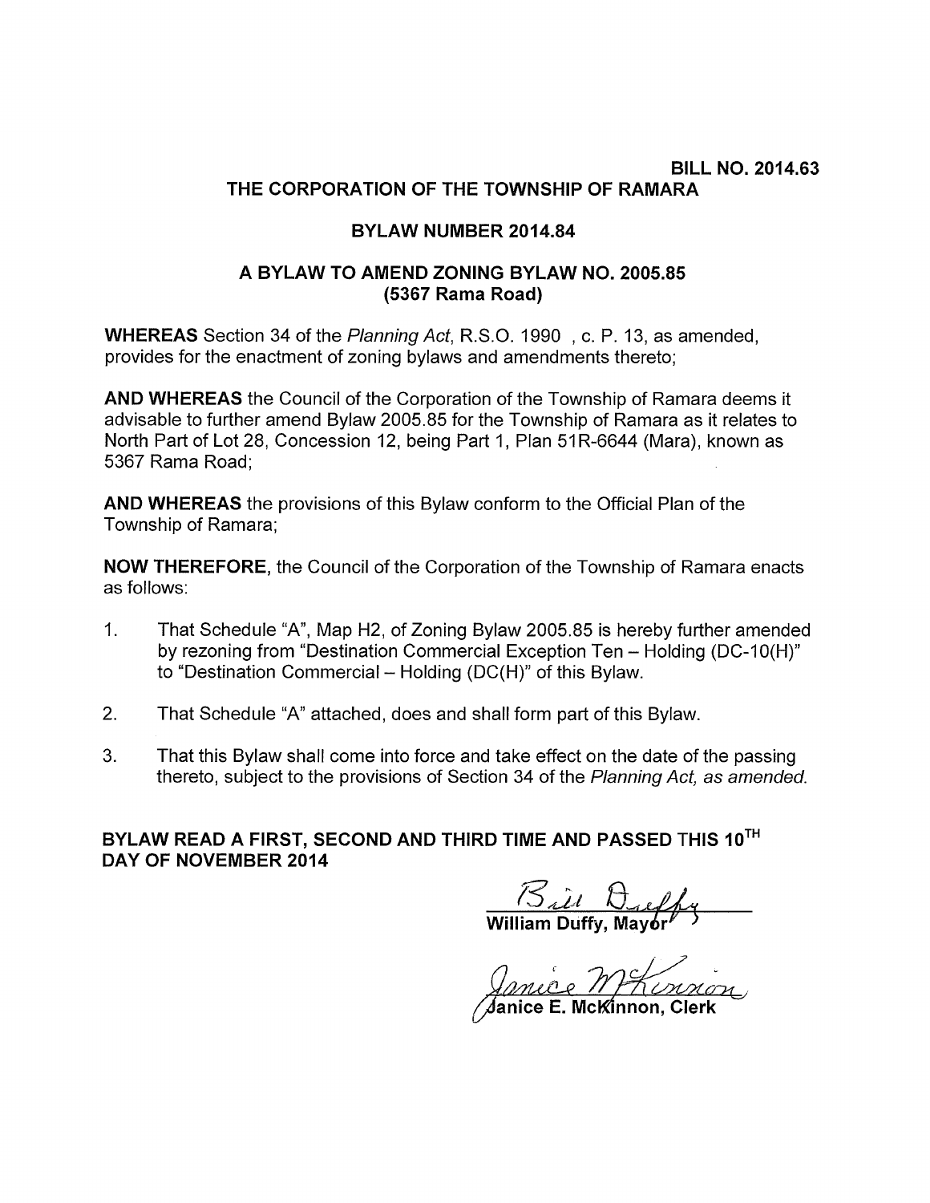**BILL NO. 2014.63**

**THE CORPORATION OF THE TOWNSHIP OF RAMARA**

**BYLAW NUMBER 2014.84**

**A BYLAW TO AMEND ZONING BYLAW NO. 2005.85**
**(5367 Rama Road)**

**WHEREAS** Section 34 of the *Planning Act*, R.S.O. 1990 , c. P. 13, as amended, provides for the enactment of zoning bylaws and amendments thereto;

**AND WHEREAS** the Council of the Corporation of the Township of Ramara deems it advisable to further amend Bylaw 2005.85 for the Township of Ramara as it relates to North Part of Lot 28, Concession 12, being Part 1, Plan 51R-6644 (Mara), known as 5367 Rama Road;

**AND WHEREAS** the provisions of this Bylaw conform to the Official Plan of the Township of Ramara;

**NOW THEREFORE,** the Council of the Corporation of the Township of Ramara enacts as follows:

1. That Schedule "A", Map H2, of Zoning Bylaw 2005.85 is hereby further amended by rezoning from "Destination Commercial Exception Ten – Holding (DC-10(H)" to "Destination Commercial – Holding (DC(H)" of this Bylaw.
2. That Schedule "A" attached, does and shall form part of this Bylaw.
3. That this Bylaw shall come into force and take effect on the date of the passing thereto, subject to the provisions of Section 34 of the *Planning Act, as amended.*

**BYLAW READ A FIRST, SECOND AND THIRD TIME AND PASSED THIS 10TH DAY OF NOVEMBER 2014**

Bill Duffy

**William Duffy, Mayor**

Janice McKinnon

**Janice E. McKinnon, Clerk**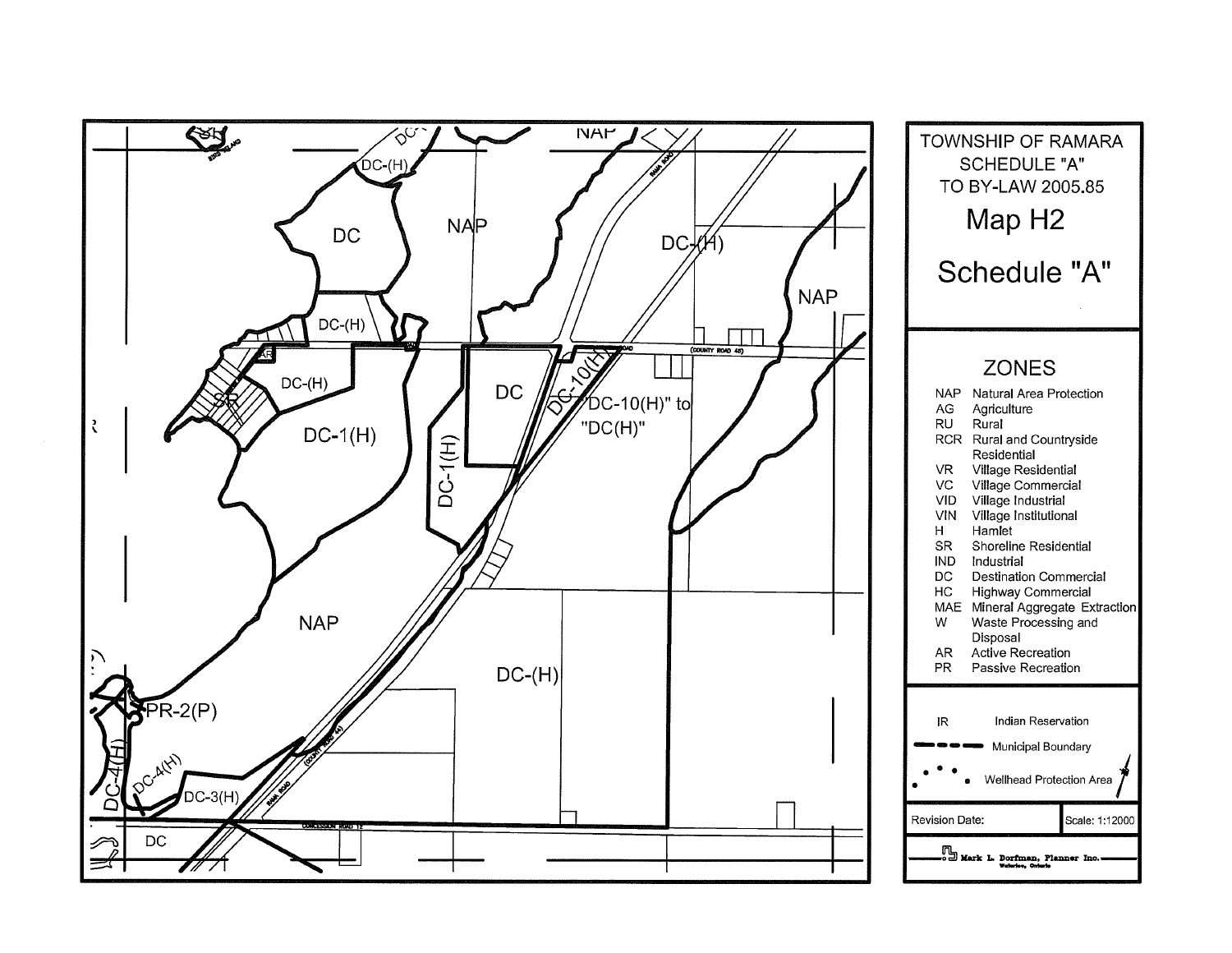TOWNSHIP OF RAMARA
SCHEDULE "A"
TO BY-LAW 2005.85

# Map H2

# Schedule "A"

## ZONES

| | |
|---|---|
| NAP | Natural Area Protection |
| AG | Agriculture |
| RU | Rural |
| RCR | Rural and Countryside Residential |
| VR | Village Residential |
| VC | Village Commercial |
| VID | Village Industrial |
| VIN | Village Institutional |
| H | Hamlet |
| SR | Shoreline Residential |
| IND | Industrial |
| DC | Destination Commercial |
| HC | Highway Commercial |
| MAE | Mineral Aggregate Extraction |
| W | Waste Processing and Disposal |
| AR | Active Recreation |
| PR | Passive Recreation |

IR Indian Reservation

Municipal Boundary

Wellhead Protection Area

Revision Date:

Scale: 1:12000

Mark L. Dorfman, Planner Inc.
Waterloo, Ontario

DC-(H)
DC
NAP
DC-(H)
NAP
DC-(H)
AR
DC-(H)
SR
DC-1(H)
DC
DC-10(H)
"DC-10(H)" to "DC(H)"
DC-1(H)
NAP
DC-(H)
PR-2(P)
DC-4(H)
DC-4(H)
DC-3(H)
DC
RAMA ROAD
(COUNTY ROAD 45)
(COUNTY ROAD 44)
CONCESSION ROAD 12